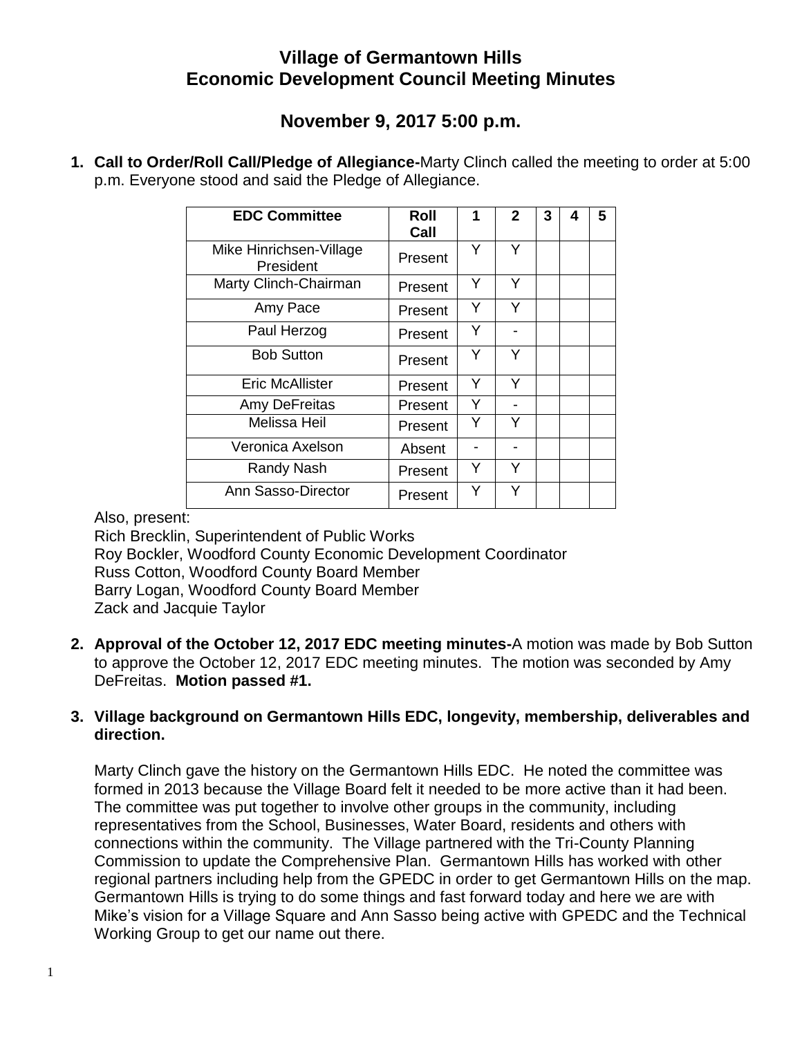# Village of Germantown Hills
# Economic Development Council Meeting Minutes

## November 9, 2017 5:00 p.m.

1. **Call to Order/Roll Call/Pledge of Allegiance-**Marty Clinch called the meeting to order at 5:00 p.m. Everyone stood and said the Pledge of Allegiance.

| EDC Committee | Roll Call | 1 | 2 | 3 | 4 | 5 |
|---|---|---|---|---|---|---|
| Mike Hinrichsen-Village President | Present | Y | Y | | | |
| Marty Clinch-Chairman | Present | Y | Y | | | |
| Amy Pace | Present | Y | Y | | | |
| Paul Herzog | Present | Y | - | | | |
| Bob Sutton | Present | Y | Y | | | |
| Eric McAllister | Present | Y | Y | | | |
| Amy DeFreitas | Present | Y | - | | | |
| Melissa Heil | Present | Y | Y | | | |
| Veronica Axelson | Absent | - | - | | | |
| Randy Nash | Present | Y | Y | | | |
| Ann Sasso-Director | Present | Y | Y | | | |

Also, present:
Rich Brecklin, Superintendent of Public Works
Roy Bockler, Woodford County Economic Development Coordinator
Russ Cotton, Woodford County Board Member
Barry Logan, Woodford County Board Member
Zack and Jacquie Taylor

2. **Approval of the October 12, 2017 EDC meeting minutes-**A motion was made by Bob Sutton to approve the October 12, 2017 EDC meeting minutes. The motion was seconded by Amy DeFreitas. **Motion passed #1.**

3. **Village background on Germantown Hills EDC, longevity, membership, deliverables and direction.**

   Marty Clinch gave the history on the Germantown Hills EDC. He noted the committee was formed in 2013 because the Village Board felt it needed to be more active than it had been. The committee was put together to involve other groups in the community, including representatives from the School, Businesses, Water Board, residents and others with connections within the community. The Village partnered with the Tri-County Planning Commission to update the Comprehensive Plan. Germantown Hills has worked with other regional partners including help from the GPEDC in order to get Germantown Hills on the map. Germantown Hills is trying to do some things and fast forward today and here we are with Mike's vision for a Village Square and Ann Sasso being active with GPEDC and the Technical Working Group to get our name out there.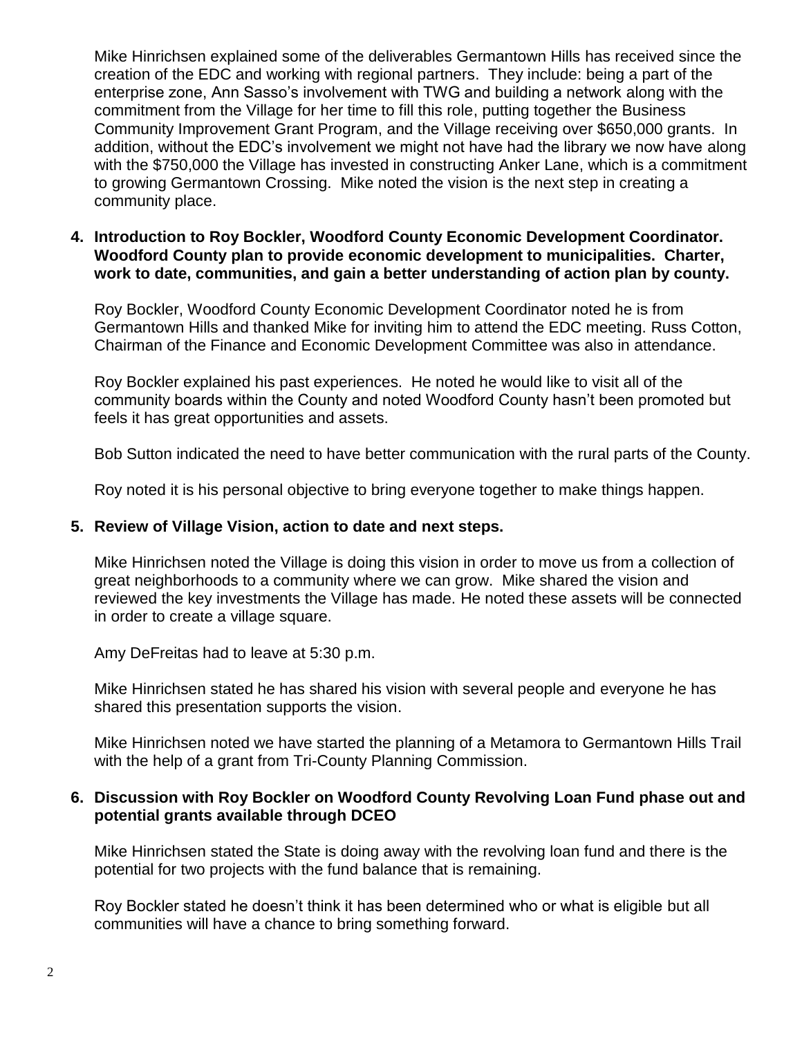Mike Hinrichsen explained some of the deliverables Germantown Hills has received since the creation of the EDC and working with regional partners. They include: being a part of the enterprise zone, Ann Sasso's involvement with TWG and building a network along with the commitment from the Village for her time to fill this role, putting together the Business Community Improvement Grant Program, and the Village receiving over $650,000 grants. In addition, without the EDC's involvement we might not have had the library we now have along with the $750,000 the Village has invested in constructing Anker Lane, which is a commitment to growing Germantown Crossing. Mike noted the vision is the next step in creating a community place.

**4. Introduction to Roy Bockler, Woodford County Economic Development Coordinator. Woodford County plan to provide economic development to municipalities. Charter, work to date, communities, and gain a better understanding of action plan by county.**

Roy Bockler, Woodford County Economic Development Coordinator noted he is from Germantown Hills and thanked Mike for inviting him to attend the EDC meeting. Russ Cotton, Chairman of the Finance and Economic Development Committee was also in attendance.

Roy Bockler explained his past experiences. He noted he would like to visit all of the community boards within the County and noted Woodford County hasn't been promoted but feels it has great opportunities and assets.

Bob Sutton indicated the need to have better communication with the rural parts of the County.

Roy noted it is his personal objective to bring everyone together to make things happen.

**5. Review of Village Vision, action to date and next steps.**

Mike Hinrichsen noted the Village is doing this vision in order to move us from a collection of great neighborhoods to a community where we can grow. Mike shared the vision and reviewed the key investments the Village has made. He noted these assets will be connected in order to create a village square.

Amy DeFreitas had to leave at 5:30 p.m.

Mike Hinrichsen stated he has shared his vision with several people and everyone he has shared this presentation supports the vision.

Mike Hinrichsen noted we have started the planning of a Metamora to Germantown Hills Trail with the help of a grant from Tri-County Planning Commission.

**6. Discussion with Roy Bockler on Woodford County Revolving Loan Fund phase out and potential grants available through DCEO**

Mike Hinrichsen stated the State is doing away with the revolving loan fund and there is the potential for two projects with the fund balance that is remaining.

Roy Bockler stated he doesn't think it has been determined who or what is eligible but all communities will have a chance to bring something forward.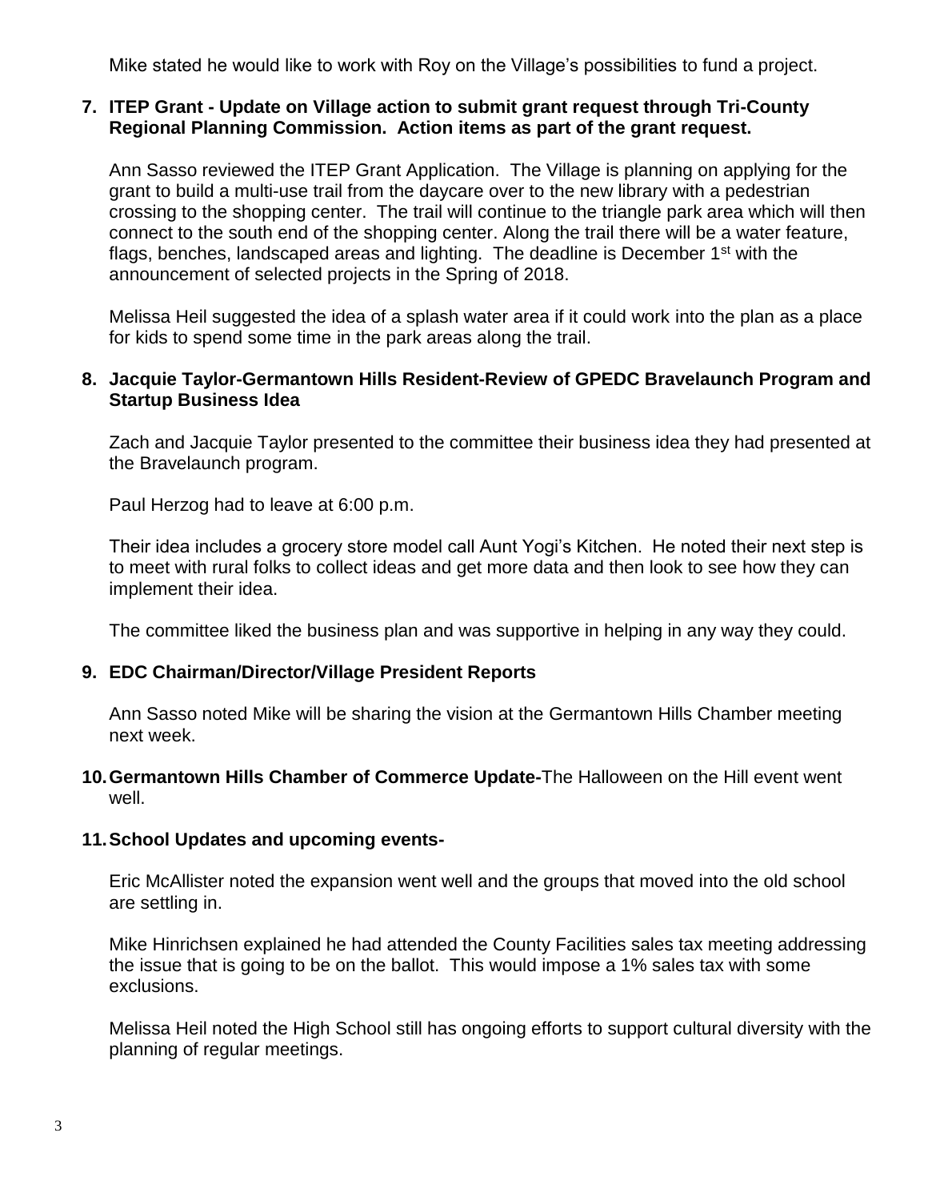Mike stated he would like to work with Roy on the Village's possibilities to fund a project.

**7. ITEP Grant - Update on Village action to submit grant request through Tri-County Regional Planning Commission. Action items as part of the grant request.**

Ann Sasso reviewed the ITEP Grant Application. The Village is planning on applying for the grant to build a multi-use trail from the daycare over to the new library with a pedestrian crossing to the shopping center. The trail will continue to the triangle park area which will then connect to the south end of the shopping center. Along the trail there will be a water feature, flags, benches, landscaped areas and lighting. The deadline is December 1st with the announcement of selected projects in the Spring of 2018.

Melissa Heil suggested the idea of a splash water area if it could work into the plan as a place for kids to spend some time in the park areas along the trail.

**8. Jacquie Taylor-Germantown Hills Resident-Review of GPEDC Bravelaunch Program and Startup Business Idea**

Zach and Jacquie Taylor presented to the committee their business idea they had presented at the Bravelaunch program.

Paul Herzog had to leave at 6:00 p.m.

Their idea includes a grocery store model call Aunt Yogi's Kitchen. He noted their next step is to meet with rural folks to collect ideas and get more data and then look to see how they can implement their idea.

The committee liked the business plan and was supportive in helping in any way they could.

**9. EDC Chairman/Director/Village President Reports**

Ann Sasso noted Mike will be sharing the vision at the Germantown Hills Chamber meeting next week.

**10. Germantown Hills Chamber of Commerce Update-**The Halloween on the Hill event went well.

**11. School Updates and upcoming events-**

Eric McAllister noted the expansion went well and the groups that moved into the old school are settling in.

Mike Hinrichsen explained he had attended the County Facilities sales tax meeting addressing the issue that is going to be on the ballot. This would impose a 1% sales tax with some exclusions.

Melissa Heil noted the High School still has ongoing efforts to support cultural diversity with the planning of regular meetings.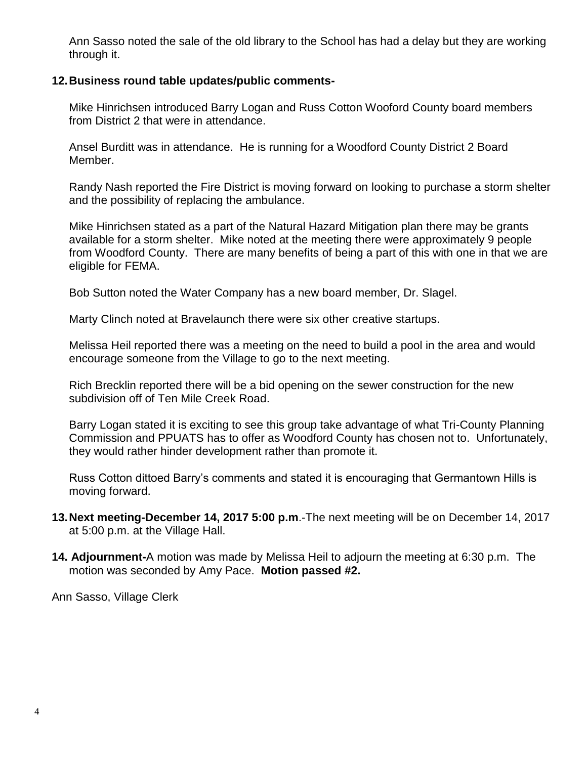Ann Sasso noted the sale of the old library to the School has had a delay but they are working through it.

**12. Business round table updates/public comments-**

Mike Hinrichsen introduced Barry Logan and Russ Cotton Wooford County board members from District 2 that were in attendance.

Ansel Burditt was in attendance. He is running for a Woodford County District 2 Board Member.

Randy Nash reported the Fire District is moving forward on looking to purchase a storm shelter and the possibility of replacing the ambulance.

Mike Hinrichsen stated as a part of the Natural Hazard Mitigation plan there may be grants available for a storm shelter. Mike noted at the meeting there were approximately 9 people from Woodford County. There are many benefits of being a part of this with one in that we are eligible for FEMA.

Bob Sutton noted the Water Company has a new board member, Dr. Slagel.

Marty Clinch noted at Bravelaunch there were six other creative startups.

Melissa Heil reported there was a meeting on the need to build a pool in the area and would encourage someone from the Village to go to the next meeting.

Rich Brecklin reported there will be a bid opening on the sewer construction for the new subdivision off of Ten Mile Creek Road.

Barry Logan stated it is exciting to see this group take advantage of what Tri-County Planning Commission and PPUATS has to offer as Woodford County has chosen not to. Unfortunately, they would rather hinder development rather than promote it.

Russ Cotton dittoed Barry's comments and stated it is encouraging that Germantown Hills is moving forward.

**13. Next meeting-December 14, 2017 5:00 p.m**.-The next meeting will be on December 14, 2017 at 5:00 p.m. at the Village Hall.

**14. Adjournment-**A motion was made by Melissa Heil to adjourn the meeting at 6:30 p.m. The motion was seconded by Amy Pace. **Motion passed #2.**

Ann Sasso, Village Clerk